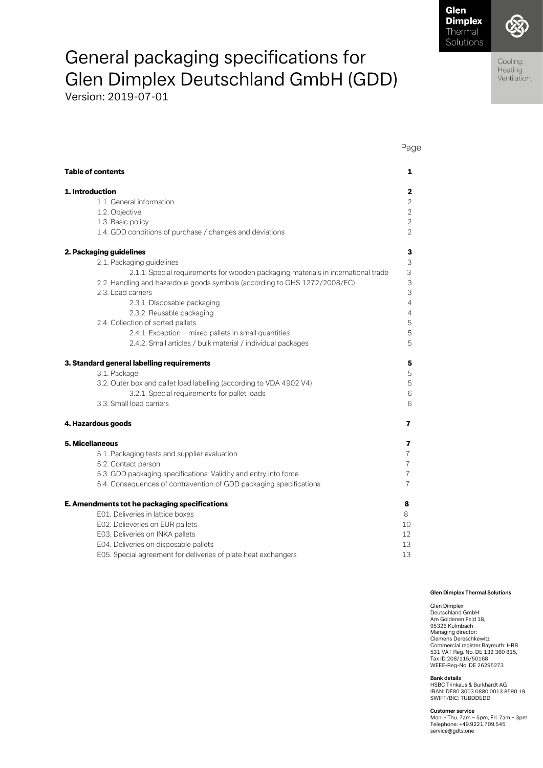# General packaging specifications for Glen Dimplex Deutschland GmbH (GDD)

Version: 2019-07-01

| | Page |
|---|---|
| **Table of contents** | **1** |
| **1. Introduction** | **2** |
| 1.1. General information | 2 |
| 1.2. Objective | 2 |
| 1.3. Basic policy | 2 |
| 1.4. GDD conditions of purchase / changes and deviations | 2 |
| **2. Packaging guidelines** | **3** |
| 2.1. Packaging guidelines | 3 |
| 2.1.1. Special requirements for wooden packaging materials in international trade | 3 |
| 2.2. Handling and hazardous goods symbols (according to GHS 1272/2008/EC) | 3 |
| 2.3. Load carriers | 3 |
| 2.3.1. DIsposable packaging | 4 |
| 2.3.2. Reusable packaging | 4 |
| 2.4. Collection of sorted pallets | 5 |
| 2.4.1. Exception – mixed pallets in small quantities | 5 |
| 2.4.2. Small articles / bulk material / individual packages | 5 |
| **3. Standard general labelling requirements** | **5** |
| 3.1. Package | 5 |
| 3.2. Outer box and pallet load labelling (according to VDA 4902 V4) | 5 |
| 3.2.1. Special requirements for pallet loads | 6 |
| 3.3. Small load carriers | 6 |
| **4. Hazardous goods** | **7** |
| **5. Miscellaneous** | **7** |
| 5.1. Packaging tests and supplier evaluation | 7 |
| 5.2. Contact person | 7 |
| 5.3. GDD packaging specifications: Validity and entry into force | 7 |
| 5.4. Consequences of contravention of GDD packaging specifications | 7 |
| **E. Amendments tot he packaging specifications** | **8** |
| E01. Deliveries in lattice boxes | 8 |
| E02. Delieveries on EUR pallets | 10 |
| E03. Deliveries on INKA pallets | 12 |
| E04. Deliveries on disposable pallets | 13 |
| E05. Special agreement for deliveries of plate heat exchangers | 13 |

**Glen Dimplex Thermal Solutions**

Glen Dimplex
Deutschland GmbH
Am Goldenen Feld 18,
95326 Kulmbach
Managing director:
Clemens Dereschkewitz
Commercial register Bayreuth: HRB
531 VAT Reg. No. DE 132 360 815,
Tax ID 208/115/50168
WEEE-Reg-No. DE 26295273

**Bank details**
HSBC Trinkaus & Burkhardt AG
IBAN: DE80 3003 0880 0013 8590 19
SWIFT/BIC: TUBDDEDD

**Customer service**
Mon. - Thu. 7am – 5pm, Fri. 7am – 3pm
Telephone: +49.9221.709.545
service@gdts.one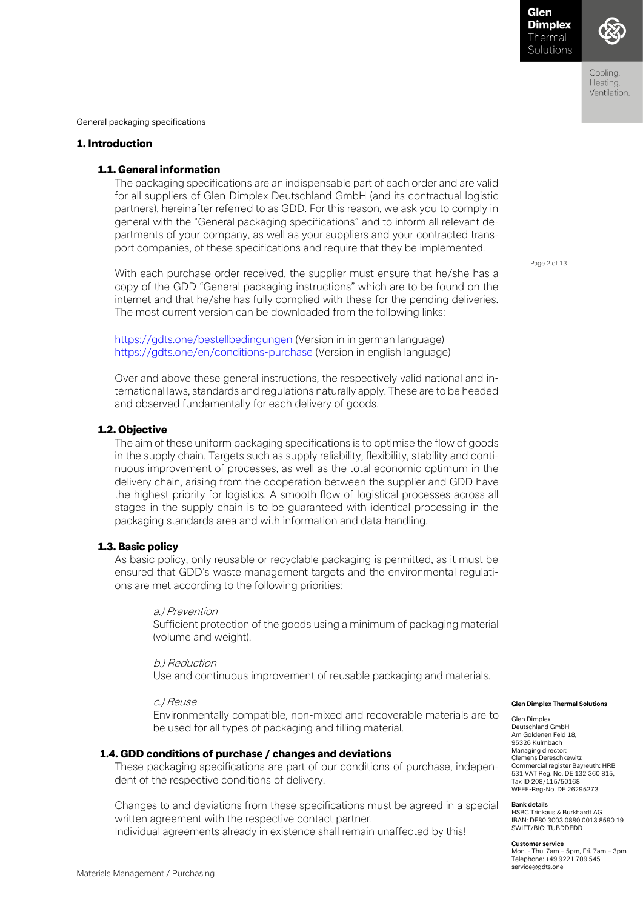General packaging specifications

# 1. Introduction

## 1.1. General information

The packaging specifications are an indispensable part of each order and are valid for all suppliers of Glen Dimplex Deutschland GmbH (and its contractual logistic partners), hereinafter referred to as GDD. For this reason, we ask you to comply in general with the "General packaging specifications" and to inform all relevant departments of your company, as well as your suppliers and your contracted transport companies, of these specifications and require that they be implemented.

With each purchase order received, the supplier must ensure that he/she has a copy of the GDD "General packaging instructions" which are to be found on the internet and that he/she has fully complied with these for the pending deliveries. The most current version can be downloaded from the following links:

https://gdts.one/bestellbedingungen (Version in in german language)
https://gdts.one/en/conditions-purchase (Version in english language)

Over and above these general instructions, the respectively valid national and international laws, standards and regulations naturally apply. These are to be heeded and observed fundamentally for each delivery of goods.

## 1.2. Objective

The aim of these uniform packaging specifications is to optimise the flow of goods in the supply chain. Targets such as supply reliability, flexibility, stability and continuous improvement of processes, as well as the total economic optimum in the delivery chain, arising from the cooperation between the supplier and GDD have the highest priority for logistics. A smooth flow of logistical processes across all stages in the supply chain is to be guaranteed with identical processing in the packaging standards area and with information and data handling.

## 1.3. Basic policy

As basic policy, only reusable or recyclable packaging is permitted, as it must be ensured that GDD's waste management targets and the environmental regulations are met according to the following priorities:

*a.) Prevention*
Sufficient protection of the goods using a minimum of packaging material (volume and weight).

*b.) Reduction*
Use and continuous improvement of reusable packaging and materials.

*c.) Reuse*
Environmentally compatible, non-mixed and recoverable materials are to be used for all types of packaging and filling material.

## 1.4. GDD conditions of purchase / changes and deviations

These packaging specifications are part of our conditions of purchase, independent of the respective conditions of delivery.

Changes to and deviations from these specifications must be agreed in a special written agreement with the respective contact partner.
Individual agreements already in existence shall remain unaffected by this!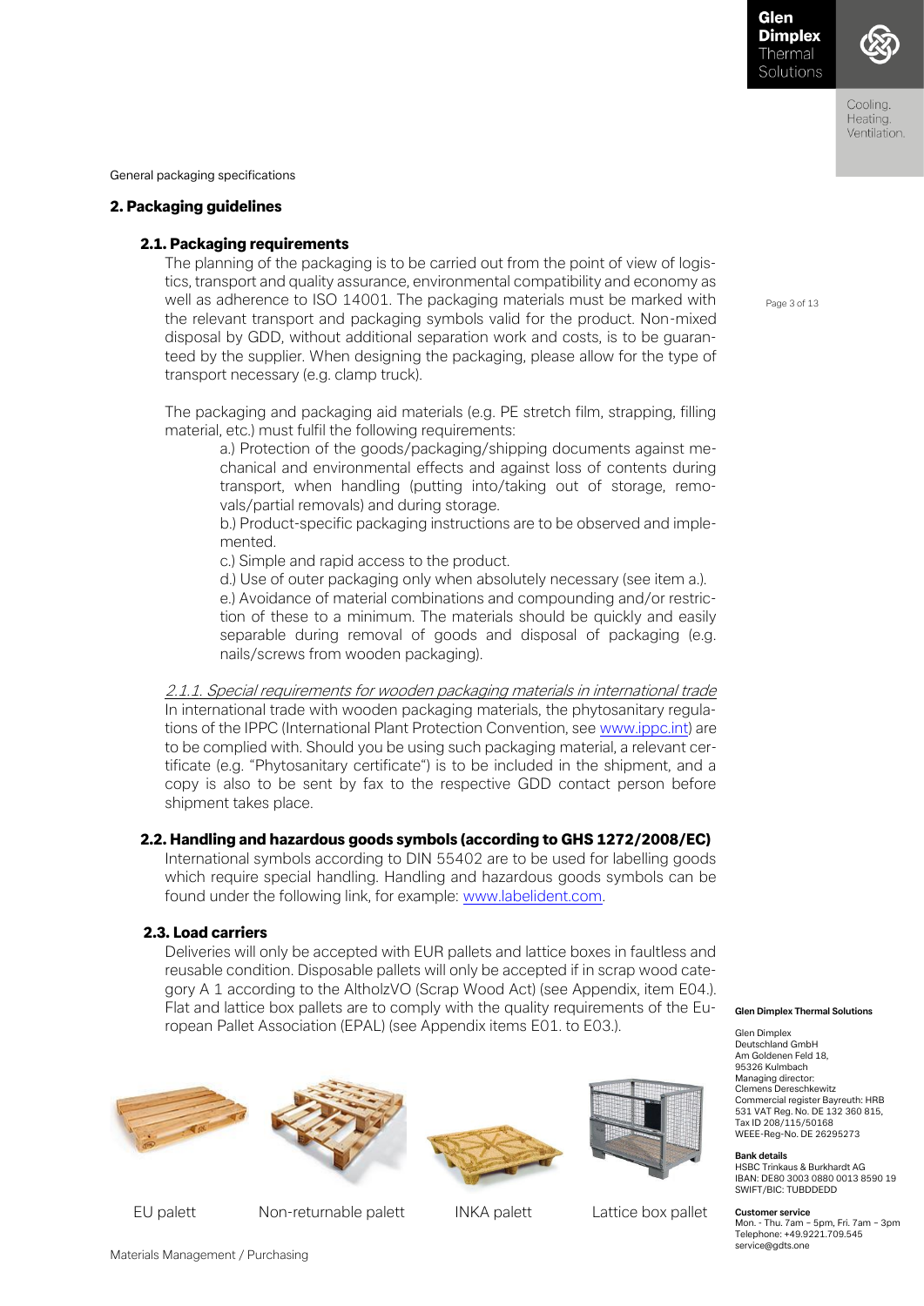General packaging specifications

## 2. Packaging guidelines

### 2.1. Packaging requirements

The planning of the packaging is to be carried out from the point of view of logistics, transport and quality assurance, environmental compatibility and economy as well as adherence to ISO 14001. The packaging materials must be marked with the relevant transport and packaging symbols valid for the product. Non-mixed disposal by GDD, without additional separation work and costs, is to be guaranteed by the supplier. When designing the packaging, please allow for the type of transport necessary (e.g. clamp truck).

The packaging and packaging aid materials (e.g. PE stretch film, strapping, filling material, etc.) must fulfil the following requirements:

a.) Protection of the goods/packaging/shipping documents against mechanical and environmental effects and against loss of contents during transport, when handling (putting into/taking out of storage, removals/partial removals) and during storage.
b.) Product-specific packaging instructions are to be observed and implemented.
c.) Simple and rapid access to the product.
d.) Use of outer packaging only when absolutely necessary (see item a.).
e.) Avoidance of material combinations and compounding and/or restriction of these to a minimum. The materials should be quickly and easily separable during removal of goods and disposal of packaging (e.g. nails/screws from wooden packaging).

*2.1.1. Special requirements for wooden packaging materials in international trade*

In international trade with wooden packaging materials, the phytosanitary regulations of the IPPC (International Plant Protection Convention, see www.ippc.int) are to be complied with. Should you be using such packaging material, a relevant certificate (e.g. "Phytosanitary certificate") is to be included in the shipment, and a copy is also to be sent by fax to the respective GDD contact person before shipment takes place.

### 2.2. Handling and hazardous goods symbols (according to GHS 1272/2008/EC)

International symbols according to DIN 55402 are to be used for labelling goods which require special handling. Handling and hazardous goods symbols can be found under the following link, for example: www.labelident.com.

### 2.3. Load carriers

Deliveries will only be accepted with EUR pallets and lattice boxes in faultless and reusable condition. Disposable pallets will only be accepted if in scrap wood category A 1 according to the AltholzVO (Scrap Wood Act) (see Appendix, item E04.). Flat and lattice box pallets are to comply with the quality requirements of the European Pallet Association (EPAL) (see Appendix items E01. to E03.).

EU palett | Non-returnable palett | INKA palett | Lattice box pallet

**Glen Dimplex Thermal Solutions**

Glen Dimplex Deutschland GmbH
Am Goldenen Feld 18,
95326 Kulmbach
Managing director:
Clemens Dereschkewitz
Commercial register Bayreuth: HRB 531 VAT Reg. No. DE 132 360 815,
Tax ID 208/115/50168
WEEE-Reg-No. DE 26295273

**Bank details**
HSBC Trinkaus & Burkhardt AG
IBAN: DE80 3003 0880 0013 8590 19
SWIFT/BIC: TUBDDEDD

**Customer service**
Mon. - Thu. 7am – 5pm, Fri. 7am – 3pm
Telephone: +49.9221.709.545
service@gdts.one

Materials Management / Purchasing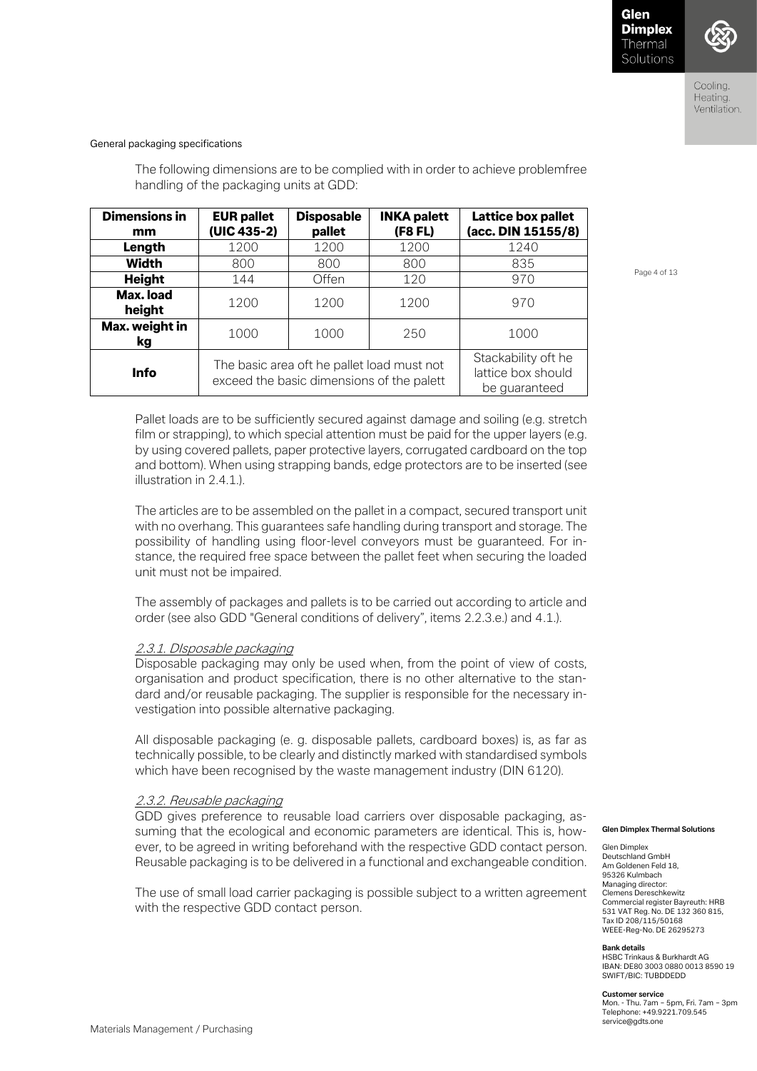General packaging specifications

The following dimensions are to be complied with in order to achieve problemfree handling of the packaging units at GDD:

| Dimensions in mm | EUR pallet (UIC 435-2) | Disposable pallet | INKA palett (F8 FL) | Lattice box pallet (acc. DIN 15155/8) |
|---|---|---|---|---|
| **Length** | 1200 | 1200 | 1200 | 1240 |
| **Width** | 800 | 800 | 800 | 835 |
| **Height** | 144 | Offen | 120 | 970 |
| **Max. load height** | 1200 | 1200 | 1200 | 970 |
| **Max. weight in kg** | 1000 | 1000 | 250 | 1000 |
| **Info** | The basic area oft he pallet load must not exceed the basic dimensions of the palett | | | Stackability oft he lattice box should be guaranteed |

Pallet loads are to be sufficiently secured against damage and soiling (e.g. stretch film or strapping), to which special attention must be paid for the upper layers (e.g. by using covered pallets, paper protective layers, corrugated cardboard on the top and bottom). When using strapping bands, edge protectors are to be inserted (see illustration in 2.4.1.).

The articles are to be assembled on the pallet in a compact, secured transport unit with no overhang. This guarantees safe handling during transport and storage. The possibility of handling using floor-level conveyors must be guaranteed. For instance, the required free space between the pallet feet when securing the loaded unit must not be impaired.

The assembly of packages and pallets is to be carried out according to article and order (see also GDD "General conditions of delivery", items 2.2.3.e.) and 4.1.).

### *2.3.1. DIsposable packaging*

Disposable packaging may only be used when, from the point of view of costs, organisation and product specification, there is no other alternative to the standard and/or reusable packaging. The supplier is responsible for the necessary investigation into possible alternative packaging.

All disposable packaging (e. g. disposable pallets, cardboard boxes) is, as far as technically possible, to be clearly and distinctly marked with standardised symbols which have been recognised by the waste management industry (DIN 6120).

### *2.3.2. Reusable packaging*

GDD gives preference to reusable load carriers over disposable packaging, assuming that the ecological and economic parameters are identical. This is, however, to be agreed in writing beforehand with the respective GDD contact person. Reusable packaging is to be delivered in a functional and exchangeable condition.

The use of small load carrier packaging is possible subject to a written agreement with the respective GDD contact person.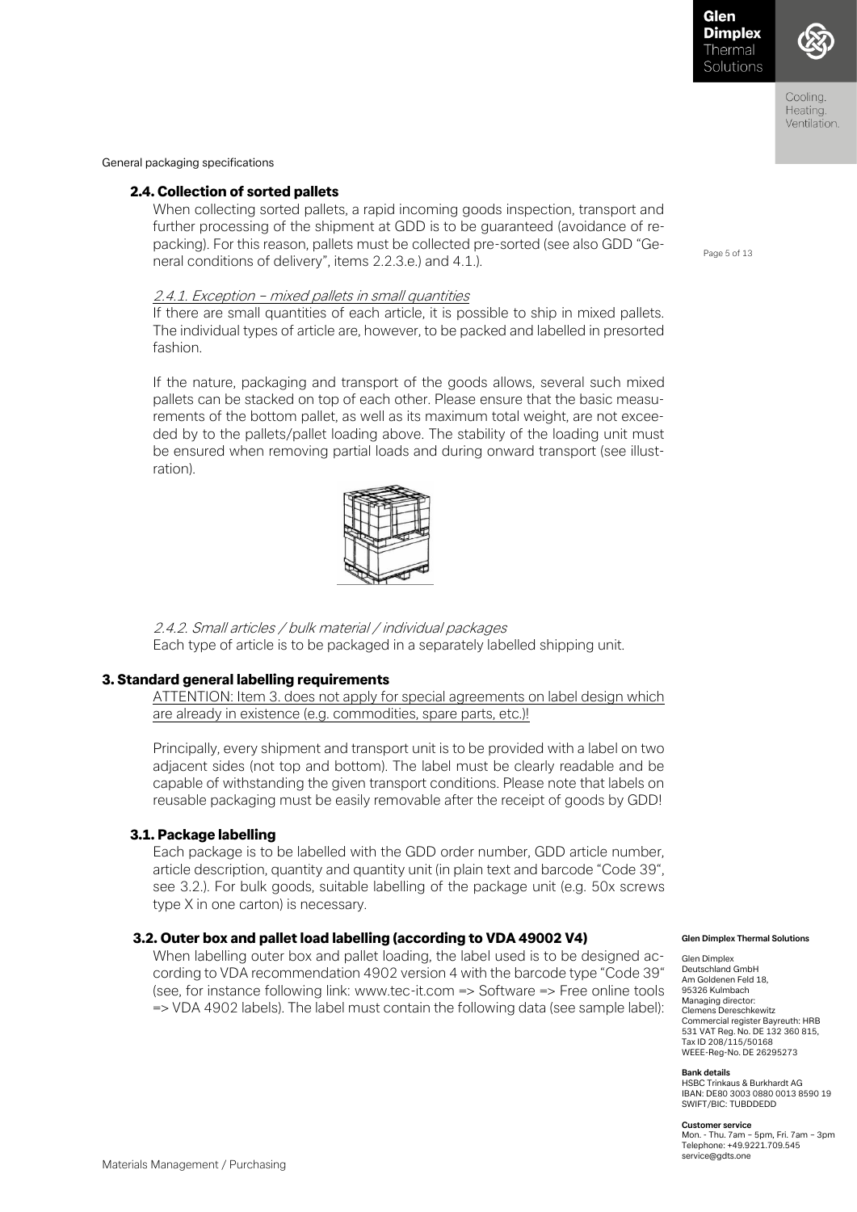### 2.4. Collection of sorted pallets

When collecting sorted pallets, a rapid incoming goods inspection, transport and further processing of the shipment at GDD is to be guaranteed (avoidance of re-packing). For this reason, pallets must be collected pre-sorted (see also GDD "General conditions of delivery", items 2.2.3.e.) and 4.1.).

*2.4.1. Exception – mixed pallets in small quantities*

If there are small quantities of each article, it is possible to ship in mixed pallets. The individual types of article are, however, to be packed and labelled in presorted fashion.

If the nature, packaging and transport of the goods allows, several such mixed pallets can be stacked on top of each other. Please ensure that the basic measurements of the bottom pallet, as well as its maximum total weight, are not exceeded by to the pallets/pallet loading above. The stability of the loading unit must be ensured when removing partial loads and during onward transport (see illustration).

*2.4.2. Small articles / bulk material / individual packages*

Each type of article is to be packaged in a separately labelled shipping unit.

## 3. Standard general labelling requirements

ATTENTION: Item 3. does not apply for special agreements on label design which are already in existence (e.g. commodities, spare parts, etc.)!

Principally, every shipment and transport unit is to be provided with a label on two adjacent sides (not top and bottom). The label must be clearly readable and be capable of withstanding the given transport conditions. Please note that labels on reusable packaging must be easily removable after the receipt of goods by GDD!

### 3.1. Package labelling

Each package is to be labelled with the GDD order number, GDD article number, article description, quantity and quantity unit (in plain text and barcode "Code 39", see 3.2.). For bulk goods, suitable labelling of the package unit (e.g. 50x screws type X in one carton) is necessary.

### 3.2. Outer box and pallet load labelling (according to VDA 49002 V4)

When labelling outer box and pallet loading, the label used is to be designed according to VDA recommendation 4902 version 4 with the barcode type "Code 39" (see, for instance following link: www.tec-it.com => Software => Free online tools => VDA 4902 labels). The label must contain the following data (see sample label):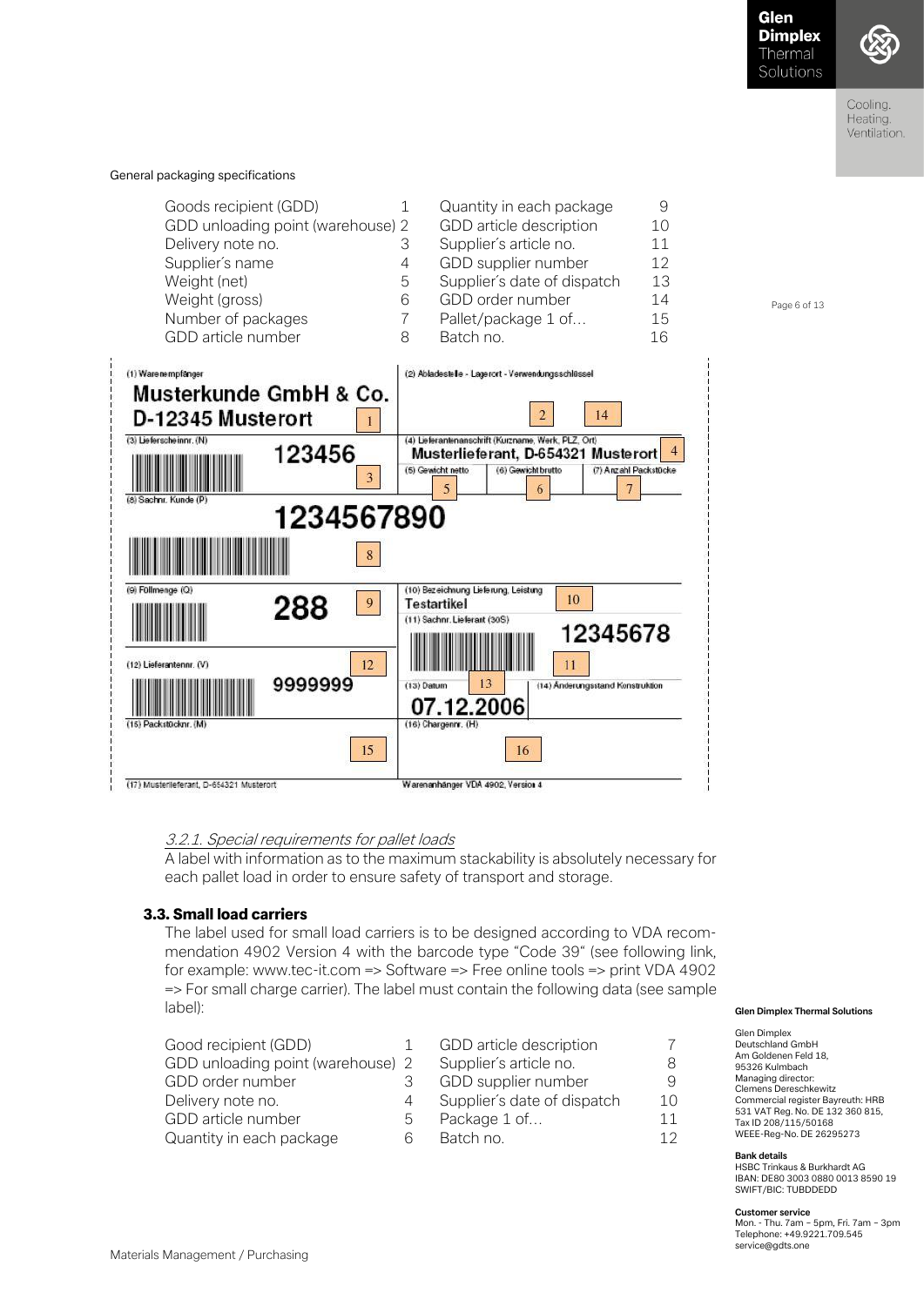General packaging specifications

| | | | |
|---|---|---|---|
| Goods recipient (GDD) | 1 | Quantity in each package | 9 |
| GDD unloading point (warehouse) | 2 | GDD article description | 10 |
| Delivery note no. | 3 | Supplier´s article no. | 11 |
| Supplier´s name | 4 | GDD supplier number | 12 |
| Weight (net) | 5 | Supplier´s date of dispatch | 13 |
| Weight (gross) | 6 | GDD order number | 14 |
| Number of packages | 7 | Pallet/package 1 of… | 15 |
| GDD article number | 8 | Batch no. | 16 |

(1) Warenempfänger
**Musterkunde GmbH & Co.**
**D-12345 Musterort** [1]

(2) Abladestelle - Lagerort - Verwendungsschlüssel [2] [14]

(3) Lieferscheinnr. (N) **123456** [3]

(4) Lieferantenanschrift (Kurzname, Werk, PLZ, Ort) **Musterlieferant, D-654321 Musterort** [4]

(5) Gewicht netto [5] | (6) Gewicht brutto [6] | (7) Anzahl Packstücke [7]

(8) Sachnr. Kunde (P) **1234567890** [8]

(9) Füllmenge (Q) **288** [9]

(10) Bezeichnung Lieferung, Leistung **Testartikel** [10]

(11) Sachnr. Lieferant (30S) **12345678** [11]

(12) Lieferantennr. (V) **9999999** [12]

(13) Datum **07.12.2006** [13]

(14) Änderungsstand Konstruktion

(15) Packstücknr. (M) [15]

(16) Chargennr. (H) [16]

(17) Musterlieferant, D-654321 Musterort

Warenanhänger VDA 4902, Version 4

*3.2.1. Special requirements for pallet loads*

A label with information as to the maximum stackability is absolutely necessary for each pallet load in order to ensure safety of transport and storage.

### 3.3. Small load carriers

The label used for small load carriers is to be designed according to VDA recommendation 4902 Version 4 with the barcode type "Code 39" (see following link, for example: www.tec-it.com => Software => Free online tools => print VDA 4902 => For small charge carrier). The label must contain the following data (see sample label):

| | | | |
|---|---|---|---|
| Good recipient (GDD) | 1 | GDD article description | 7 |
| GDD unloading point (warehouse) | 2 | Supplier´s article no. | 8 |
| GDD order number | 3 | GDD supplier number | 9 |
| Delivery note no. | 4 | Supplier´s date of dispatch | 10 |
| GDD article number | 5 | Package 1 of… | 11 |
| Quantity in each package | 6 | Batch no. | 12 |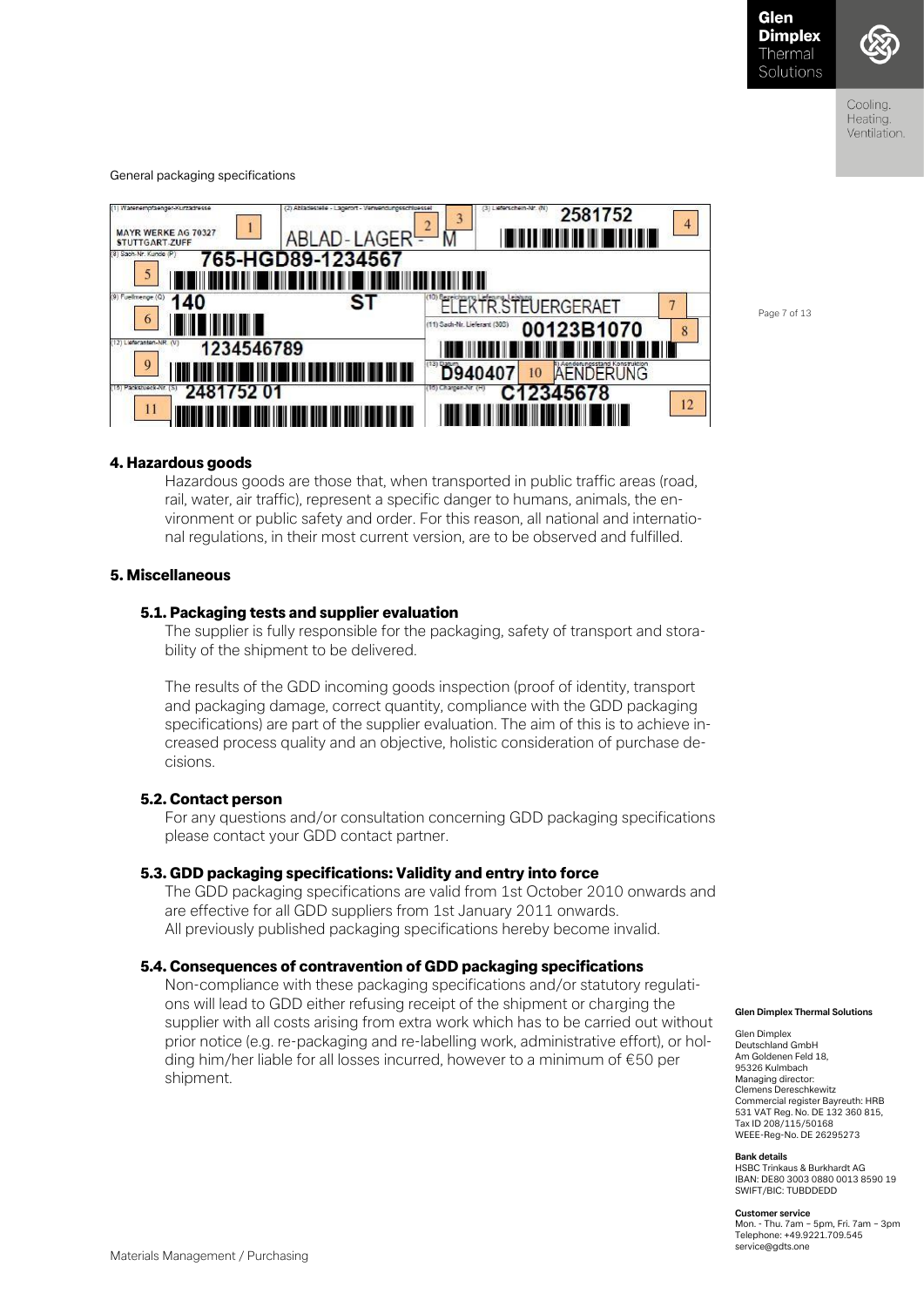| | | |
|---|---|---|
| (1) Warenempfaenger-Kurzadresse: MAYR WERKE AG 70327 STUTTGART-ZUFF [1] | (2) Abladestelle - Lagerort - Verwendungsschluessel: ABLAD-LAGER - M [2] [3] | (3) Lieferschein-Nr. (N): 2581752 [4] |
| (8) Sach-Nr. Kunde (P): 765-HGD89-1234567 [5] | | |
| (9) Fuellmenge (Q): 140 ST [6] | | (10) Bezeichnung Lieferung, Leistung: ELEKTR.STEUERGERAET [7] |
| | | (11) Sach-Nr. Lieferant (30S): 00123B1070 [8] |
| (12) Lieferanten-NR. (V): 1234546789 [9] | | (13) Datum: D940407 [10] Aenderungsstand Konstruktion: AENDERUNG |
| (15) Packstueck-Nr. (S): 2481752 01 [11] | | (16) Chargen-Nr. (H): C12345678 [12] |

### 4. Hazardous goods

Hazardous goods are those that, when transported in public traffic areas (road, rail, water, air traffic), represent a specific danger to humans, animals, the environment or public safety and order. For this reason, all national and international regulations, in their most current version, are to be observed and fulfilled.

### 5. Miscellaneous

#### 5.1. Packaging tests and supplier evaluation

The supplier is fully responsible for the packaging, safety of transport and storability of the shipment to be delivered.

The results of the GDD incoming goods inspection (proof of identity, transport and packaging damage, correct quantity, compliance with the GDD packaging specifications) are part of the supplier evaluation. The aim of this is to achieve increased process quality and an objective, holistic consideration of purchase decisions.

#### 5.2. Contact person

For any questions and/or consultation concerning GDD packaging specifications please contact your GDD contact partner.

#### 5.3. GDD packaging specifications: Validity and entry into force

The GDD packaging specifications are valid from 1st October 2010 onwards and are effective for all GDD suppliers from 1st January 2011 onwards.
All previously published packaging specifications hereby become invalid.

#### 5.4. Consequences of contravention of GDD packaging specifications

Non-compliance with these packaging specifications and/or statutory regulations will lead to GDD either refusing receipt of the shipment or charging the supplier with all costs arising from extra work which has to be carried out without prior notice (e.g. re-packaging and re-labelling work, administrative effort), or holding him/her liable for all losses incurred, however to a minimum of €50 per shipment.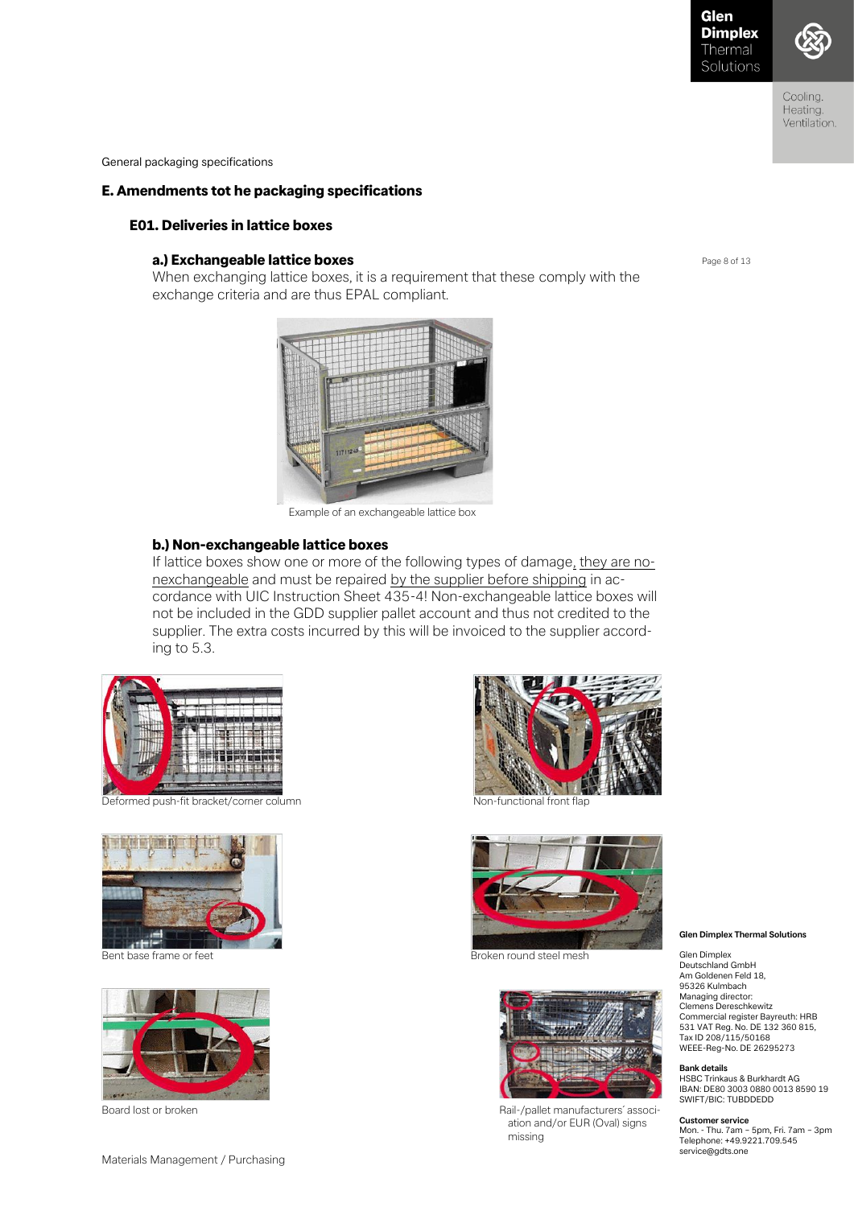General packaging specifications

## E. Amendments tot he packaging specifications

### E01. Deliveries in lattice boxes

#### a.) Exchangeable lattice boxes

When exchanging lattice boxes, it is a requirement that these comply with the exchange criteria and are thus EPAL compliant.

Example of an exchangeable lattice box

#### b.) Non-exchangeable lattice boxes

If lattice boxes show one or more of the following types of damage, they are nonexchangeable and must be repaired by the supplier before shipping in accordance with UIC Instruction Sheet 435-4! Non-exchangeable lattice boxes will not be included in the GDD supplier pallet account and thus not credited to the supplier. The extra costs incurred by this will be invoiced to the supplier according to 5.3.

Deformed push-fit bracket/corner column

Non-functional front flap

Bent base frame or feet

Broken round steel mesh

Board lost or broken

Rail-/pallet manufacturers´ association and/or EUR (Oval) signs missing

Materials Management / Purchasing

**Glen Dimplex Thermal Solutions**

Glen Dimplex
Deutschland GmbH
Am Goldenen Feld 18,
95326 Kulmbach
Managing director:
Clemens Dereschkewitz
Commercial register Bayreuth: HRB 531 VAT Reg. No. DE 132 360 815,
Tax ID 208/115/50168
WEEE-Reg-No. DE 26295273

**Bank details**
HSBC Trinkaus & Burkhardt AG
IBAN: DE80 3003 0880 0013 8590 19
SWIFT/BIC: TUBDDEDD

**Customer service**
Mon. - Thu. 7am – 5pm, Fri. 7am – 3pm
Telephone: +49.9221.709.545
service@gdts.one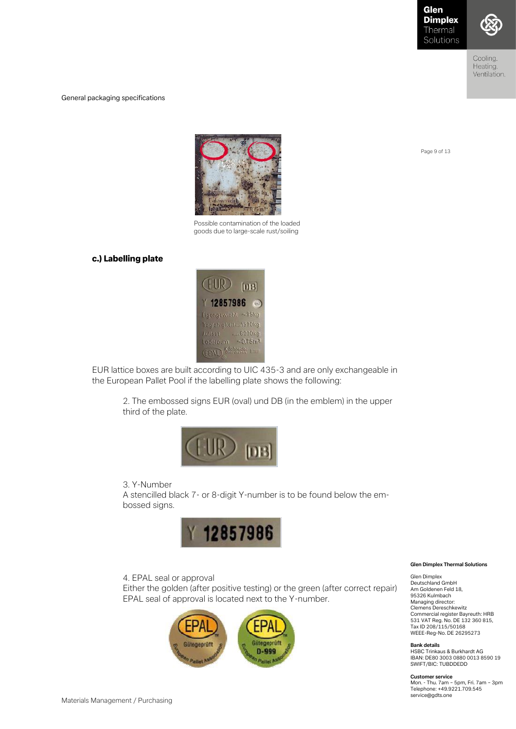Possible contamination of the loaded goods due to large-scale rust/soiling

### c.) Labelling plate

EUR lattice boxes are built according to UIC 435-3 and are only exchangeable in the European Pallet Pool if the labelling plate shows the following:

2. The embossed signs EUR (oval) und DB (in the emblem) in the upper third of the plate.

3. Y-Number
A stencilled black 7- or 8-digit Y-number is to be found below the embossed signs.

4. EPAL seal or approval
Either the golden (after positive testing) or the green (after correct repair) EPAL seal of approval is located next to the Y-number.

**Glen Dimplex Thermal Solutions**

Glen Dimplex
Deutschland GmbH
Am Goldenen Feld 18,
95326 Kulmbach
Managing director:
Clemens Dereschkewitz
Commercial register Bayreuth: HRB 531 VAT Reg. No. DE 132 360 815,
Tax ID 208/115/50168
WEEE-Reg-No. DE 26295273

**Bank details**
HSBC Trinkaus & Burkhardt AG
IBAN: DE80 3003 0880 0013 8590 19
SWIFT/BIC: TUBDDEDD

**Customer service**
Mon. - Thu. 7am – 5pm, Fri. 7am – 3pm
Telephone: +49.9221.709.545
service@gdts.one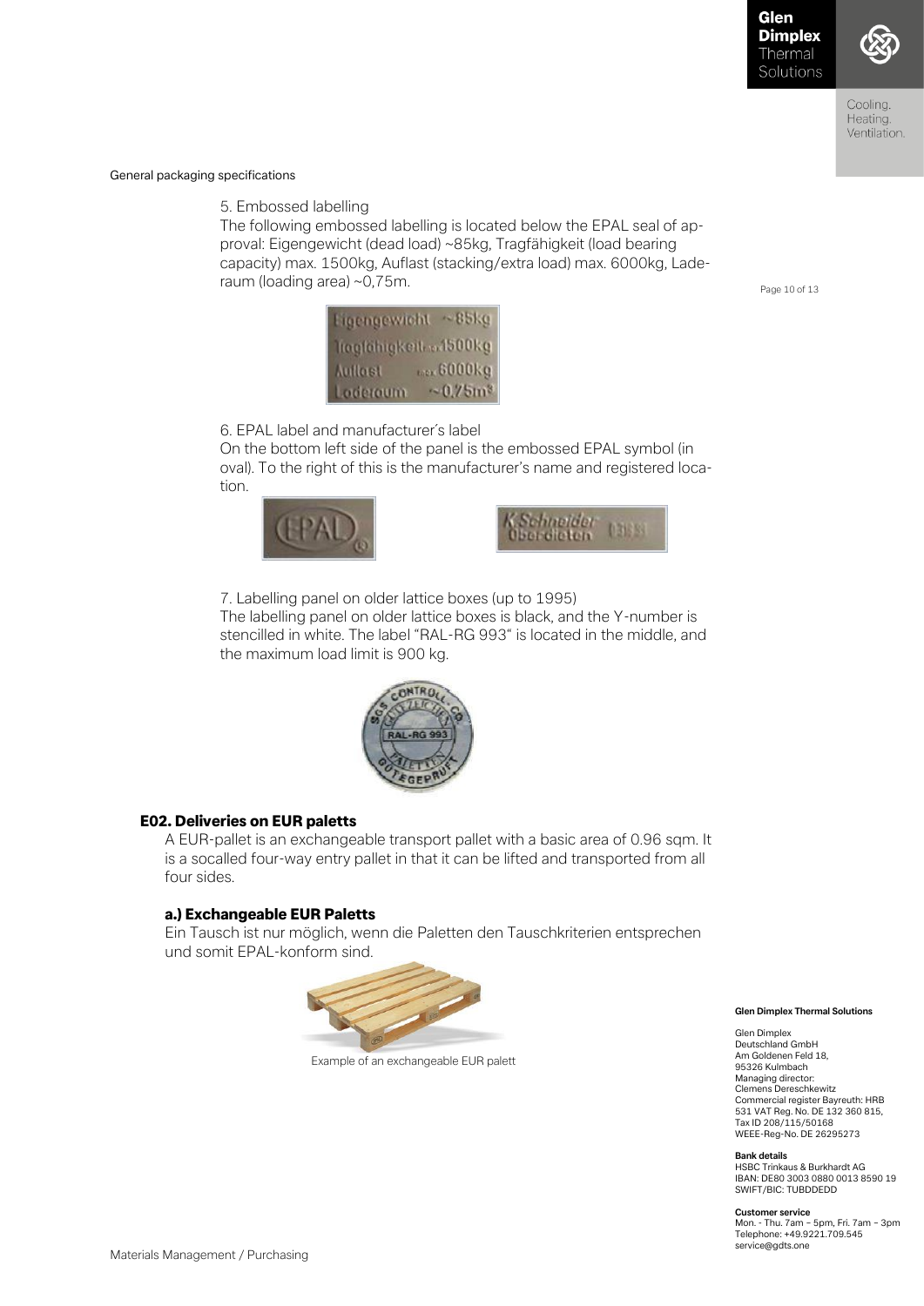General packaging specifications

5. Embossed labelling

The following embossed labelling is located below the EPAL seal of approval: Eigengewicht (dead load) ~85kg, Tragfähigkeit (load bearing capacity) max. 1500kg, Auflast (stacking/extra load) max. 6000kg, Laderaum (loading area) ~0,75m.

6. EPAL label and manufacturer´s label

On the bottom left side of the panel is the embossed EPAL symbol (in oval). To the right of this is the manufacturer's name and registered location.

7. Labelling panel on older lattice boxes (up to 1995)

The labelling panel on older lattice boxes is black, and the Y-number is stencilled in white. The label "RAL-RG 993" is located in the middle, and the maximum load limit is 900 kg.

### E02. Deliveries on EUR paletts

A EUR-pallet is an exchangeable transport pallet with a basic area of 0.96 sqm. It is a socalled four-way entry pallet in that it can be lifted and transported from all four sides.

#### a.) Exchangeable EUR Paletts

Ein Tausch ist nur möglich, wenn die Paletten den Tauschkriterien entsprechen und somit EPAL-konform sind.

Example of an exchangeable EUR palett

**Glen Dimplex Thermal Solutions**

Glen Dimplex Deutschland GmbH
Am Goldenen Feld 18,
95326 Kulmbach
Managing director:
Clemens Dereschkewitz
Commercial register Bayreuth: HRB 531 VAT Reg. No. DE 132 360 815,
Tax ID 208/115/50168
WEEE-Reg-No. DE 26295273

**Bank details**
HSBC Trinkaus & Burkhardt AG
IBAN: DE80 3003 0880 0013 8590 19
SWIFT/BIC: TUBDDEDD

**Customer service**
Mon. - Thu. 7am – 5pm, Fri. 7am – 3pm
Telephone: +49.9221.709.545
service@gdts.one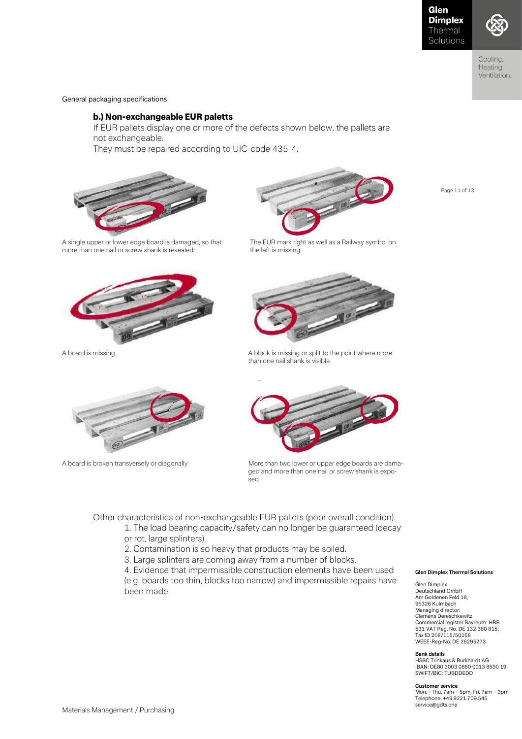General packaging specifications

## b.) Non-exchangeable EUR paletts

If EUR pallets display one or more of the defects shown below, the pallets are not exchangeable.
They must be repaired according to UIC-code 435-4.

A single upper or lower edge board is damaged, so that more than one nail or screw shank is revealed.

The EUR mark right as well as a Railway symbol on the left is missing.

A board is missing

A block is missing or split to the point where more than one nail shank is visible.

A board is broken transversely or diagonally

More than two lower or upper edge boards are damaged and more than one nail or screw shank is exposed

Other characteristics of non-exchangeable EUR pallets (poor overall condition):

1. The load bearing capacity/safety can no longer be guaranteed (decay or rot, large splinters).
2. Contamination is so heavy that products may be soiled.
3. Large splinters are coming away from a number of blocks.
4. Evidence that impermissible construction elements have been used (e.g. boards too thin, blocks too narrow) and impermissible repairs have been made.

**Glen Dimplex Thermal Solutions**

Glen Dimplex Deutschland GmbH
Am Goldenen Feld 18,
95326 Kulmbach
Managing director:
Clemens Dereschkewitz
Commercial register Bayreuth: HRB 531 VAT Reg. No. DE 132 360 815,
Tax ID 208/115/50168
WEEE-Reg-No. DE 26295273

**Bank details**
HSBC Trinkaus & Burkhardt AG
IBAN: DE80 3003 0880 0013 8590 19
SWIFT/BIC: TUBDDEDD

**Customer service**
Mon. - Thu. 7am – 5pm, Fri. 7am – 3pm
Telephone: +49.9221.709.545
service@gdts.one

Materials Management / Purchasing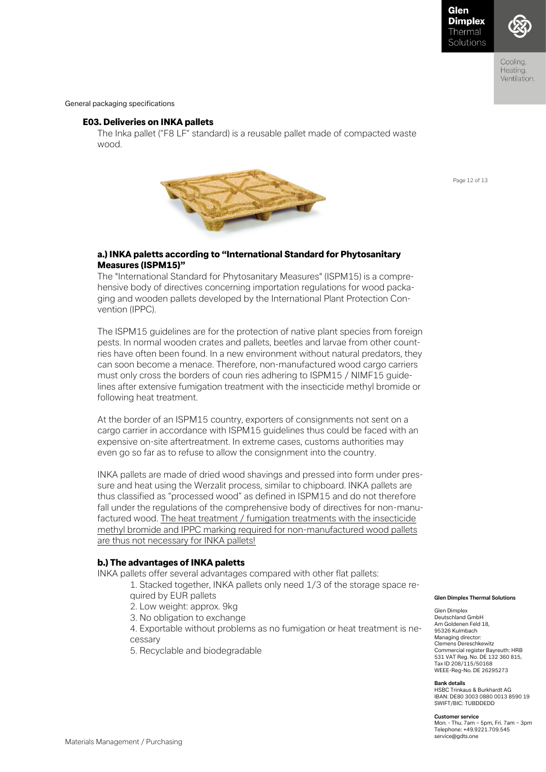General packaging specifications

### E03. Deliveries on INKA pallets

The Inka pallet ("F8 LF" standard) is a reusable pallet made of compacted waste wood.

#### a.) INKA paletts according to "International Standard for Phytosanitary Measures (ISPM15)"

The "International Standard for Phytosanitary Measures" (ISPM15) is a comprehensive body of directives concerning importation regulations for wood packaging and wooden pallets developed by the International Plant Protection Convention (IPPC).

The ISPM15 guidelines are for the protection of native plant species from foreign pests. In normal wooden crates and pallets, beetles and larvae from other countries have often been found. In a new environment without natural predators, they can soon become a menace. Therefore, non-manufactured wood cargo carriers must only cross the borders of coun ries adhering to ISPM15 / NIMF15 guidelines after extensive fumigation treatment with the insecticide methyl bromide or following heat treatment.

At the border of an ISPM15 country, exporters of consignments not sent on a cargo carrier in accordance with ISPM15 guidelines thus could be faced with an expensive on-site aftertreatment. In extreme cases, customs authorities may even go so far as to refuse to allow the consignment into the country.

INKA pallets are made of dried wood shavings and pressed into form under pressure and heat using the Werzalit process, similar to chipboard. INKA pallets are thus classified as "processed wood" as defined in ISPM15 and do not therefore fall under the regulations of the comprehensive body of directives for non-manufactured wood. <u>The heat treatment / fumigation treatments with the insecticide methyl bromide and IPPC marking required for non-manufactured wood pallets are thus not necessary for INKA pallets!</u>

#### b.) The advantages of INKA paletts

INKA pallets offer several advantages compared with other flat pallets:

1. Stacked together, INKA pallets only need 1/3 of the storage space required by EUR pallets
2. Low weight: approx. 9kg
3. No obligation to exchange
4. Exportable without problems as no fumigation or heat treatment is necessary
5. Recyclable and biodegradable

**Glen Dimplex Thermal Solutions**

Glen Dimplex Deutschland GmbH
Am Goldenen Feld 18,
95326 Kulmbach
Managing director:
Clemens Dereschkewitz
Commercial register Bayreuth: HRB 531 VAT Reg. No. DE 132 360 815,
Tax ID 208/115/50168
WEEE-Reg-No. DE 26295273

**Bank details**
HSBC Trinkaus & Burkhardt AG
IBAN: DE80 3003 0880 0013 8590 19
SWIFT/BIC: TUBDDEDD

**Customer service**
Mon. - Thu. 7am – 5pm, Fri. 7am – 3pm
Telephone: +49.9221.709.545
service@gdts.one

Materials Management / Purchasing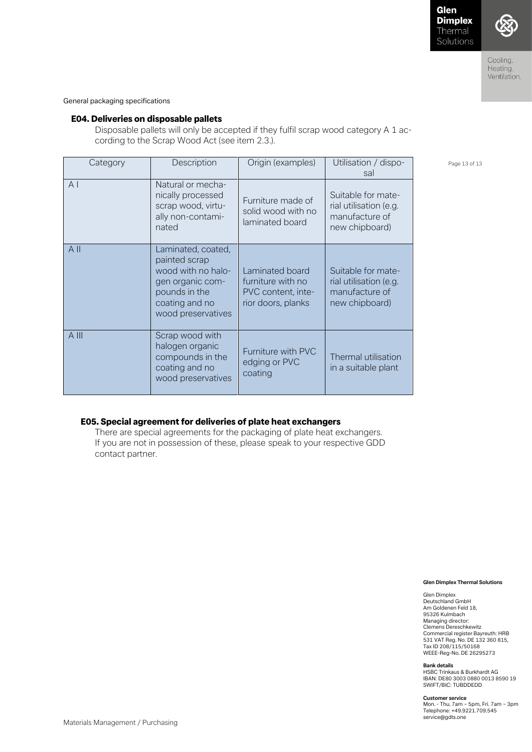### E04. Deliveries on disposable pallets

Disposable pallets will only be accepted if they fulfil scrap wood category A 1 according to the Scrap Wood Act (see item 2.3.).

| Category | Description | Origin (examples) | Utilisation / disposal |
| --- | --- | --- | --- |
| A I | Natural or mechanically processed scrap wood, virtually non-contaminated | Furniture made of solid wood with no laminated board | Suitable for material utilisation (e.g. manufacture of new chipboard) |
| A II | Laminated, coated, painted scrap wood with no halogen organic compounds in the coating and no wood preservatives | Laminated board furniture with no PVC content, interior doors, planks | Suitable for material utilisation (e.g. manufacture of new chipboard) |
| A III | Scrap wood with halogen organic compounds in the coating and no wood preservatives | Furniture with PVC edging or PVC coating | Thermal utilisation in a suitable plant |

### E05. Special agreement for deliveries of plate heat exchangers

There are special agreements for the packaging of plate heat exchangers. If you are not in possession of these, please speak to your respective GDD contact partner.

**Glen Dimplex Thermal Solutions**

Glen Dimplex
Deutschland GmbH
Am Goldenen Feld 18,
95326 Kulmbach
Managing director:
Clemens Dereschkewitz
Commercial register Bayreuth: HRB 531 VAT Reg. No. DE 132 360 815,
Tax ID 208/115/50168
WEEE-Reg-No. DE 26295273

**Bank details**
HSBC Trinkaus & Burkhardt AG
IBAN: DE80 3003 0880 0013 8590 19
SWIFT/BIC: TUBDDEDD

**Customer service**
Mon. - Thu. 7am – 5pm, Fri. 7am – 3pm
Telephone: +49.9221.709.545
service@gdts.one